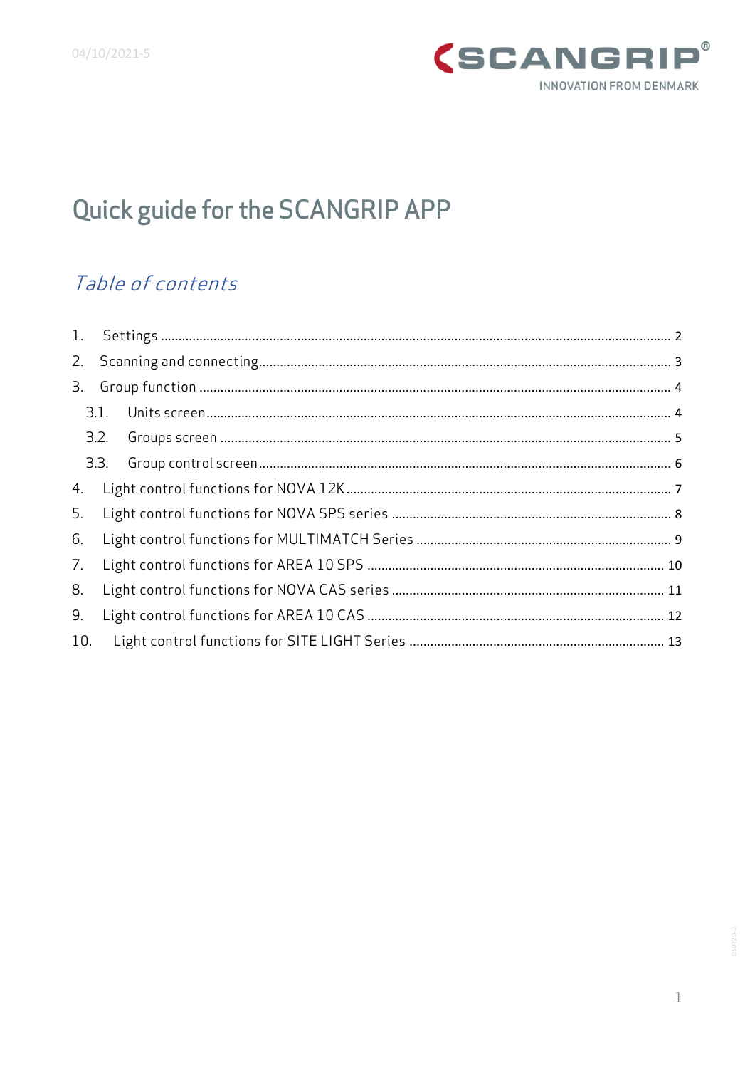04/10/2021-5

SCANGRIP®
INNOVATION FROM DENMARK

# Quick guide for the SCANGRIP APP

## *Table of contents*

1. Settings ........................................................................ 2
2. Scanning and connecting ........................................................................ 3
3. Group function ........................................................................ 4
    3.1. Units screen ........................................................................ 4
    3.2. Groups screen ........................................................................ 5
    3.3. Group control screen ........................................................................ 6
4. Light control functions for NOVA 12K ........................................................................ 7
5. Light control functions for NOVA SPS series ........................................................................ 8
6. Light control functions for MULTIMATCH Series ........................................................................ 9
7. Light control functions for AREA 10 SPS ........................................................................ 10
8. Light control functions for NOVA CAS series ........................................................................ 11
9. Light control functions for AREA 10 CAS ........................................................................ 12
10. Light control functions for SITE LIGHT Series ........................................................................ 13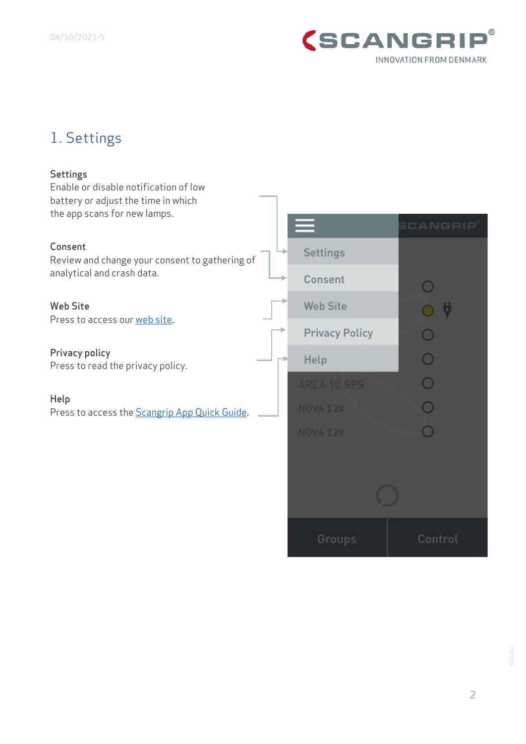# 1. Settings

**Settings**
Enable or disable notification of low battery or adjust the time in which the app scans for new lamps.

**Consent**
Review and change your consent to gathering of analytical and crash data.

**Web Site**
Press to access our web site.

**Privacy policy**
Press to read the privacy policy.

**Help**
Press to access the Scangrip App Quick Guide.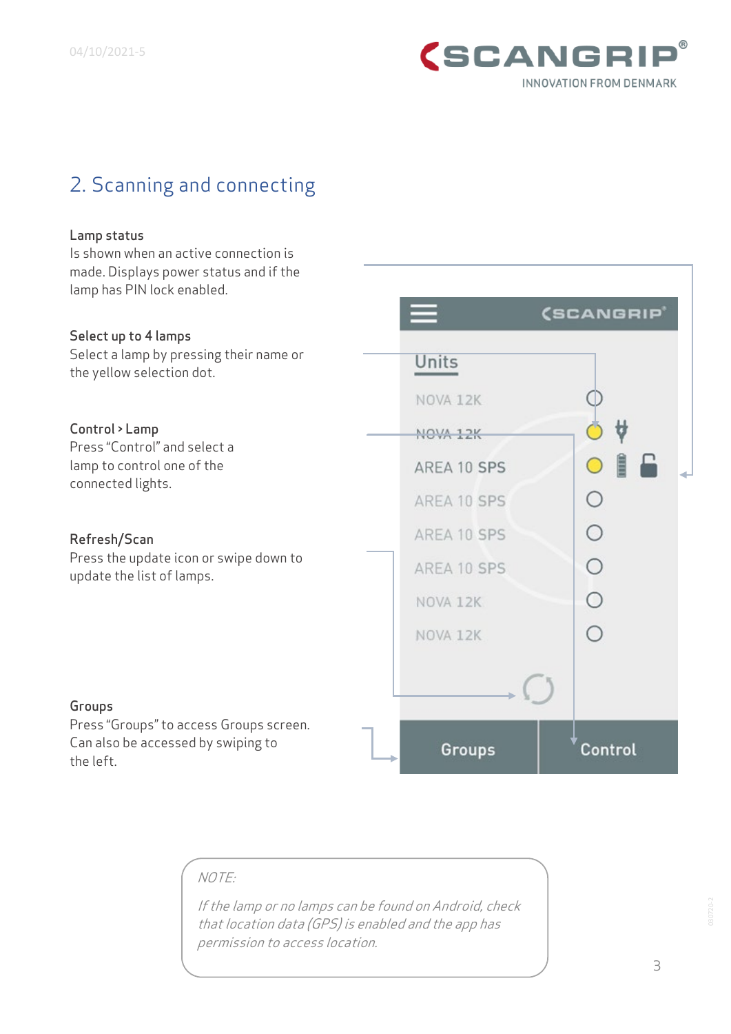## 2. Scanning and connecting

**Lamp status**
Is shown when an active connection is made. Displays power status and if the lamp has PIN lock enabled.

**Select up to 4 lamps**
Select a lamp by pressing their name or the yellow selection dot.

**Control > Lamp**
Press "Control" and select a lamp to control one of the connected lights.

**Refresh/Scan**
Press the update icon or swipe down to update the list of lamps.

**Groups**
Press "Groups" to access Groups screen. Can also be accessed by swiping to the left.

Units

NOVA 12K

NOVA 12K

AREA 10 SPS

AREA 10 SPS

AREA 10 SPS

AREA 10 SPS

NOVA 12K

NOVA 12K

Groups

Control

> *NOTE:*
>
> *If the lamp or no lamps can be found on Android, check that location data (GPS) is enabled and the app has permission to access location.*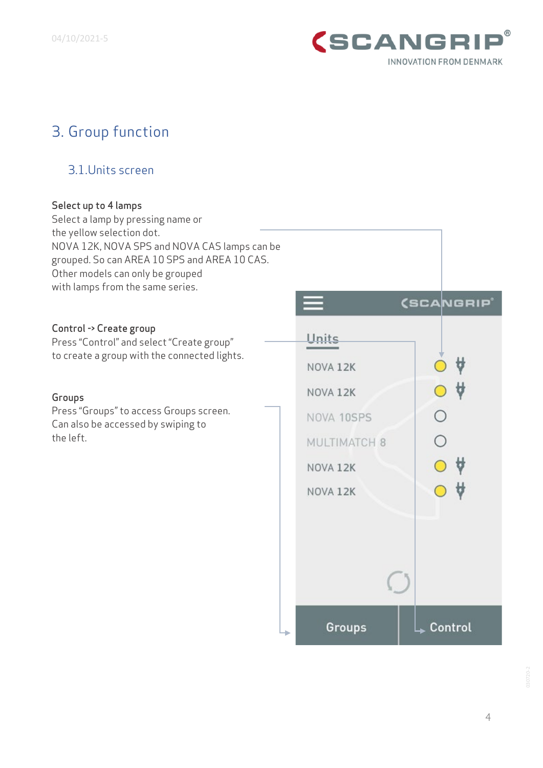# 3. Group function

## 3.1.Units screen

**Select up to 4 lamps**
Select a lamp by pressing name or the yellow selection dot.
NOVA 12K, NOVA SPS and NOVA CAS lamps can be grouped. So can AREA 10 SPS and AREA 10 CAS.
Other models can only be grouped with lamps from the same series.

**Control -> Create group**
Press "Control" and select "Create group" to create a group with the connected lights.

**Groups**
Press "Groups" to access Groups screen.
Can also be accessed by swiping to the left.

Units

NOVA 12K
NOVA 12K
NOVA 10SPS
MULTIMATCH 8
NOVA 12K
NOVA 12K

Groups | Control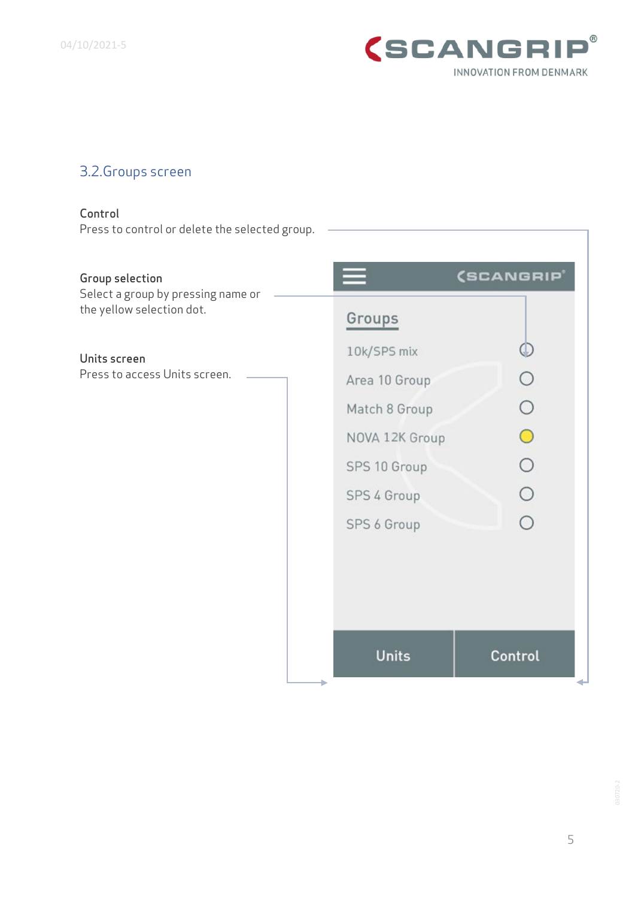## 3.2. Groups screen

**Control**
Press to control or delete the selected group.

**Group selection**
Select a group by pressing name or the yellow selection dot.

**Units screen**
Press to access Units screen.

Groups

- 10k/SPS mix
- Area 10 Group
- Match 8 Group
- NOVA 12K Group
- SPS 10 Group
- SPS 4 Group
- SPS 6 Group

Units | Control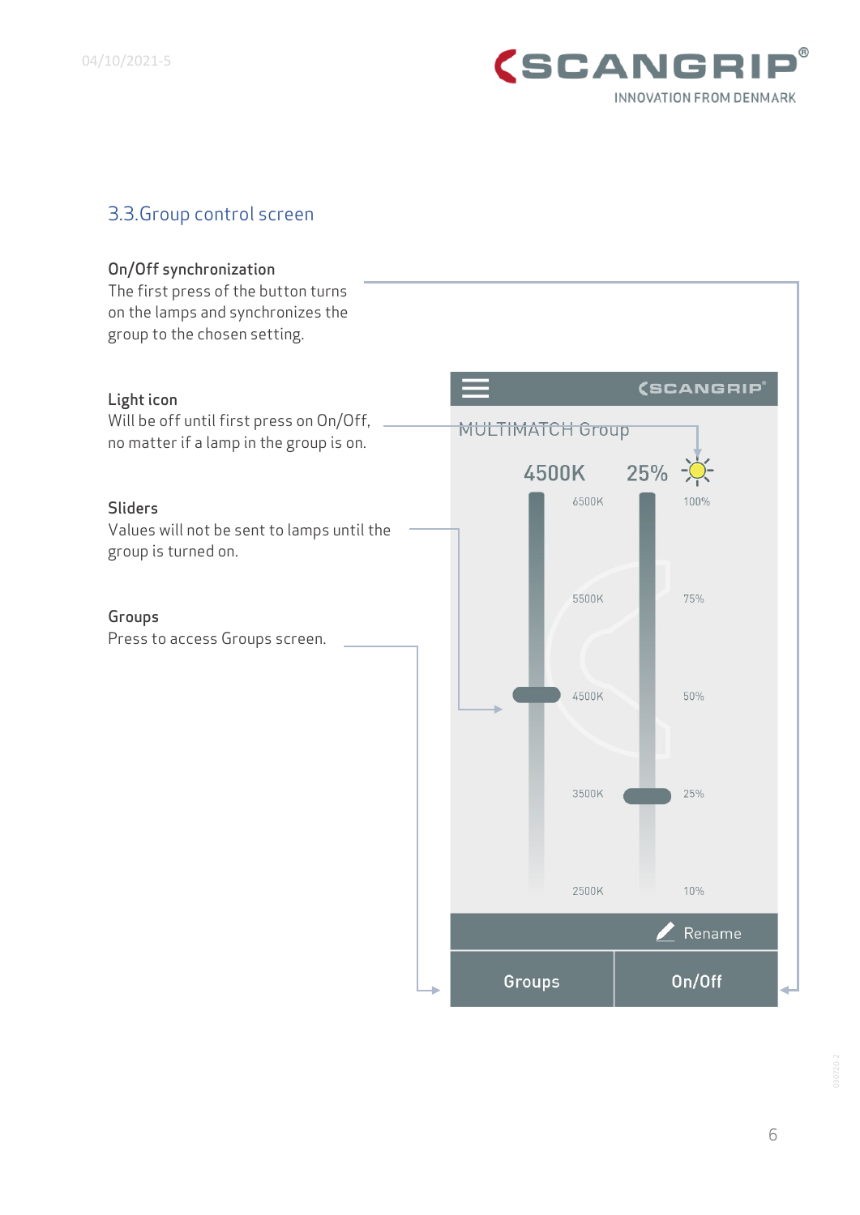## 3.3. Group control screen

**On/Off synchronization**
The first press of the button turns on the lamps and synchronizes the group to the chosen setting.

**Light icon**
Will be off until first press on On/Off, no matter if a lamp in the group is on.

**Sliders**
Values will not be sent to lamps until the group is turned on.

**Groups**
Press to access Groups screen.

MULTIMATCH Group

4500K 25%

6500K 100%

5500K 75%

4500K 50%

3500K 25%

2500K 10%

Rename

Groups On/Off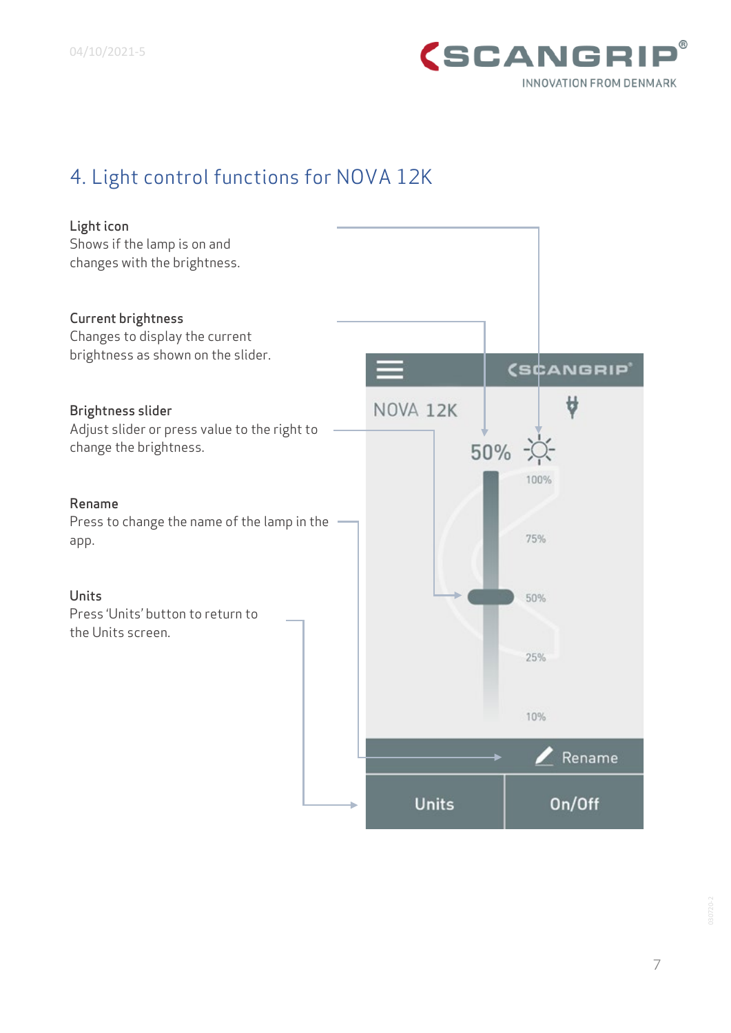# 4. Light control functions for NOVA 12K

**Light icon**
Shows if the lamp is on and changes with the brightness.

**Current brightness**
Changes to display the current brightness as shown on the slider.

**Brightness slider**
Adjust slider or press value to the right to change the brightness.

**Rename**
Press to change the name of the lamp in the app.

**Units**
Press 'Units' button to return to the Units screen.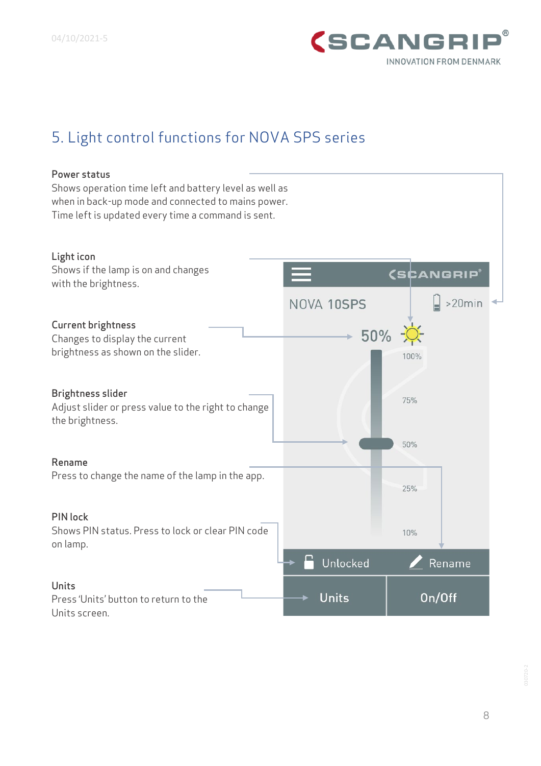# 5. Light control functions for NOVA SPS series

**Power status**
Shows operation time left and battery level as well as when in back-up mode and connected to mains power. Time left is updated every time a command is sent.

**Light icon**
Shows if the lamp is on and changes with the brightness.

**Current brightness**
Changes to display the current brightness as shown on the slider.

**Brightness slider**
Adjust slider or press value to the right to change the brightness.

**Rename**
Press to change the name of the lamp in the app.

**PIN lock**
Shows PIN status. Press to lock or clear PIN code on lamp.

**Units**
Press 'Units' button to return to the Units screen.

SCANGRIP

NOVA 10SPS >20min

50%

100%
75%
50%
25%
10%

Unlocked Rename

Units On/Off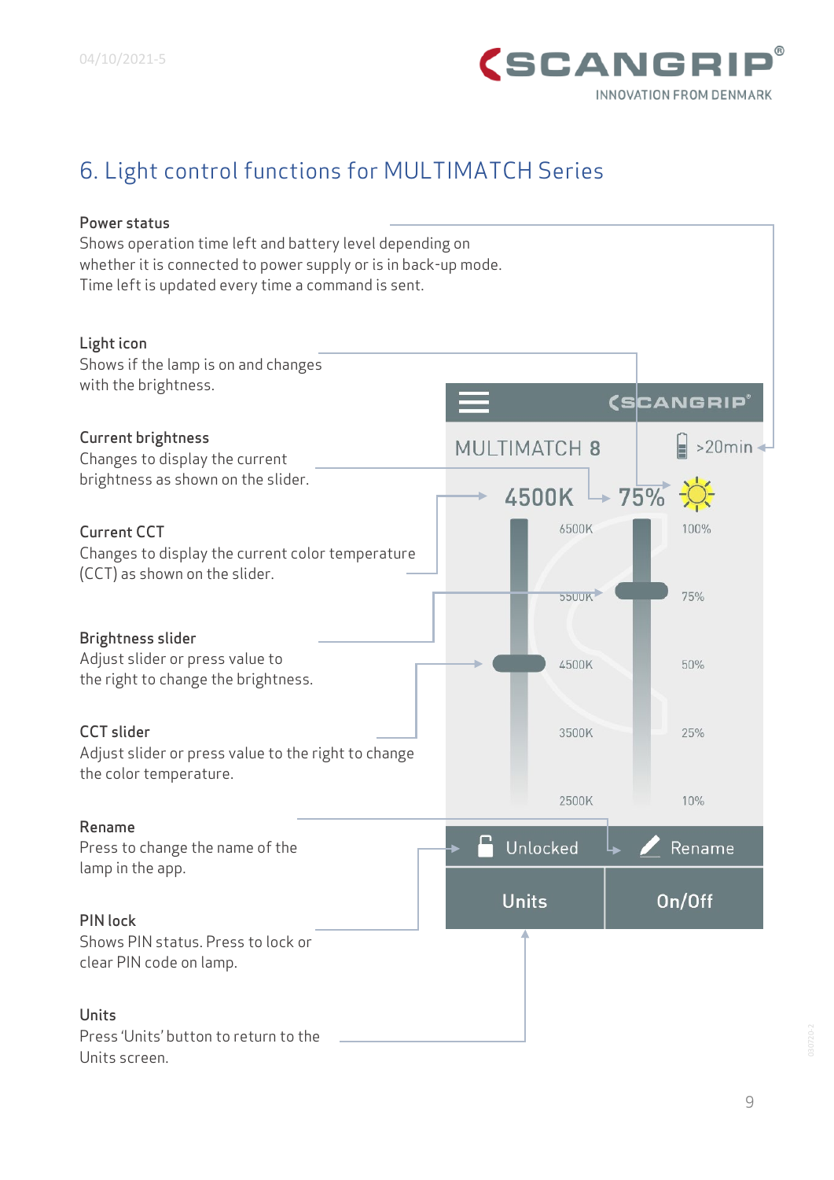# 6. Light control functions for MULTIMATCH Series

**Power status**
Shows operation time left and battery level depending on whether it is connected to power supply or is in back-up mode. Time left is updated every time a command is sent.

**Light icon**
Shows if the lamp is on and changes with the brightness.

**Current brightness**
Changes to display the current brightness as shown on the slider.

**Current CCT**
Changes to display the current color temperature (CCT) as shown on the slider.

**Brightness slider**
Adjust slider or press value to the right to change the brightness.

**CCT slider**
Adjust slider or press value to the right to change the color temperature.

**Rename**
Press to change the name of the lamp in the app.

**PIN lock**
Shows PIN status. Press to lock or clear PIN code on lamp.

**Units**
Press 'Units' button to return to the Units screen.

MULTIMATCH 8 >20min

4500K 75%

6500K 100%

5500K 75%

4500K 50%

3500K 25%

2500K 10%

Unlocked Rename

Units On/Off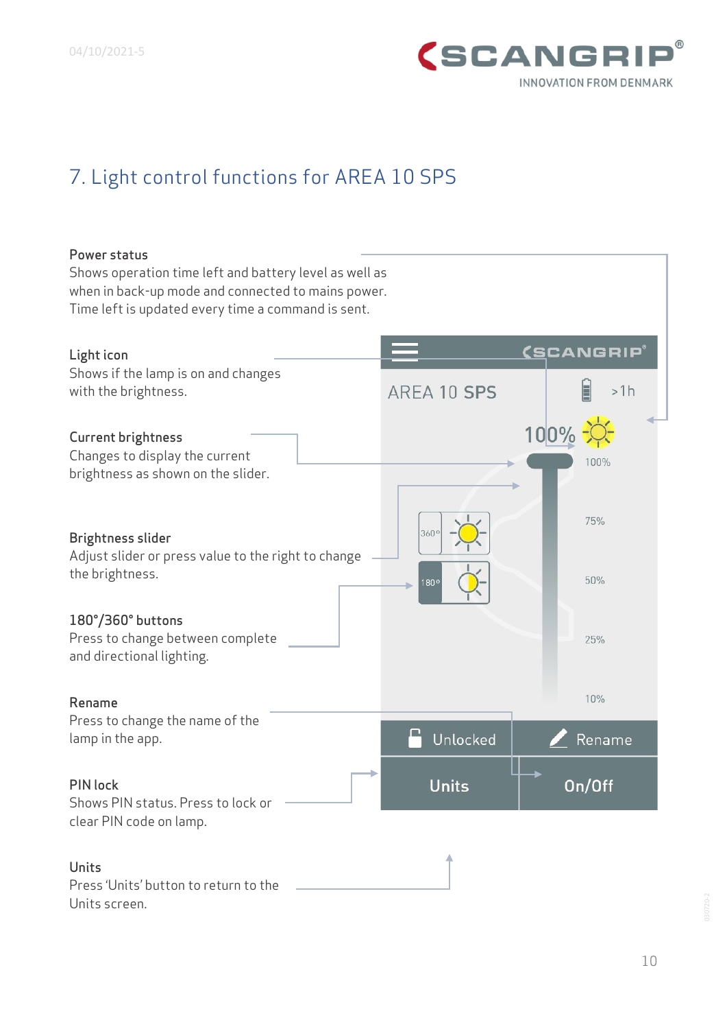## 7. Light control functions for AREA 10 SPS

**Power status**
Shows operation time left and battery level as well as when in back-up mode and connected to mains power. Time left is updated every time a command is sent.

**Light icon**
Shows if the lamp is on and changes with the brightness.

**Current brightness**
Changes to display the current brightness as shown on the slider.

**Brightness slider**
Adjust slider or press value to the right to change the brightness.

**180°/360° buttons**
Press to change between complete and directional lighting.

**Rename**
Press to change the name of the lamp in the app.

**PIN lock**
Shows PIN status. Press to lock or clear PIN code on lamp.

**Units**
Press 'Units' button to return to the Units screen.

AREA 10 SPS
>1h
100%
100%
75%
50%
25%
10%
360°
180°
Unlocked
Rename
Units
On/Off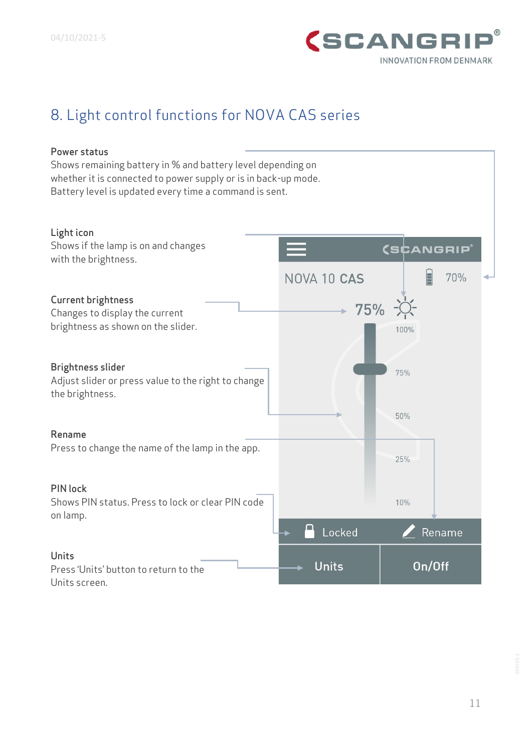# 8. Light control functions for NOVA CAS series

**Power status**
Shows remaining battery in % and battery level depending on whether it is connected to power supply or is in back-up mode. Battery level is updated every time a command is sent.

**Light icon**
Shows if the lamp is on and changes with the brightness.

**Current brightness**
Changes to display the current brightness as shown on the slider.

**Brightness slider**
Adjust slider or press value to the right to change the brightness.

**Rename**
Press to change the name of the lamp in the app.

**PIN lock**
Shows PIN status. Press to lock or clear PIN code on lamp.

**Units**
Press 'Units' button to return to the Units screen.

SCANGRIP

NOVA 10 CAS 70%

75%

100%

75%

50%

25%

10%

Locked Rename

Units On/Off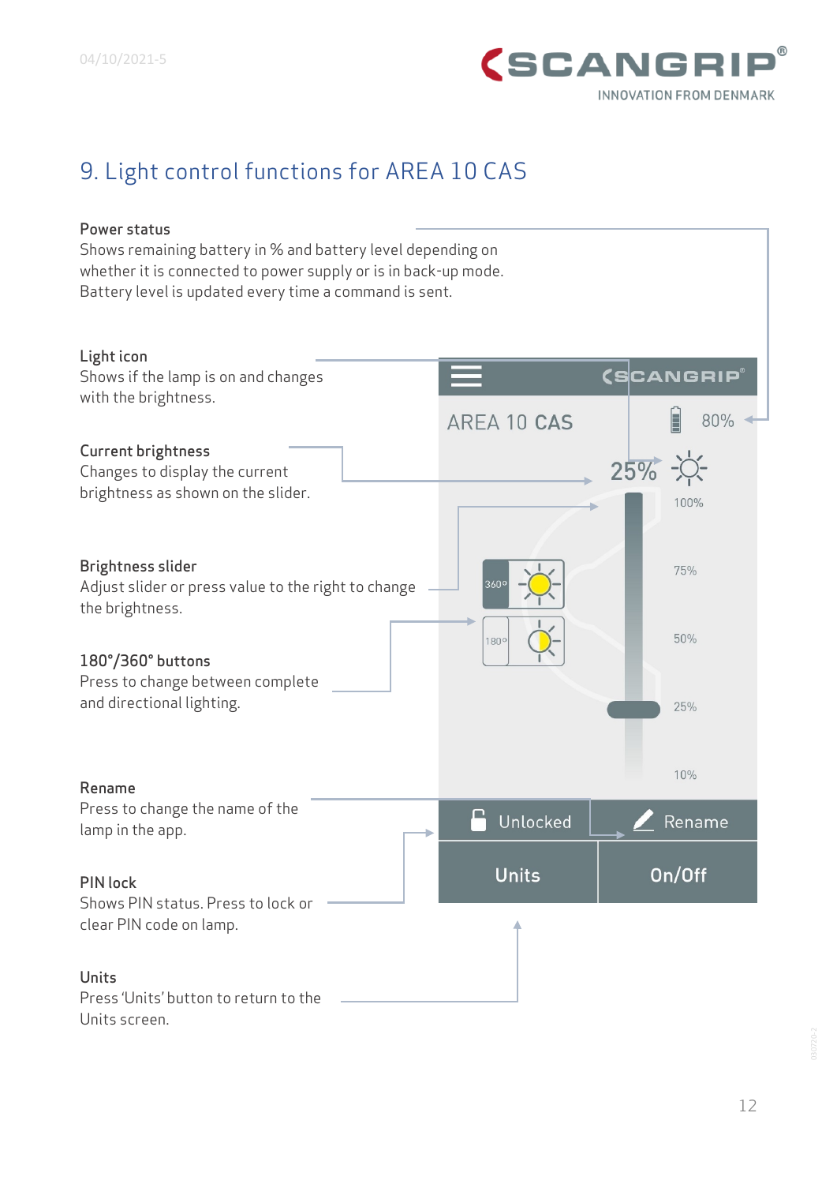# 9. Light control functions for AREA 10 CAS

**Power status**
Shows remaining battery in % and battery level depending on whether it is connected to power supply or is in back-up mode. Battery level is updated every time a command is sent.

**Light icon**
Shows if the lamp is on and changes with the brightness.

**Current brightness**
Changes to display the current brightness as shown on the slider.

**Brightness slider**
Adjust slider or press value to the right to change the brightness.

**180°/360° buttons**
Press to change between complete and directional lighting.

**Rename**
Press to change the name of the lamp in the app.

**PIN lock**
Shows PIN status. Press to lock or clear PIN code on lamp.

**Units**
Press 'Units' button to return to the Units screen.

AREA 10 CAS

80%

25%

100%

75%

50%

25%

10%

360°

180°

Unlocked

Rename

Units

On/Off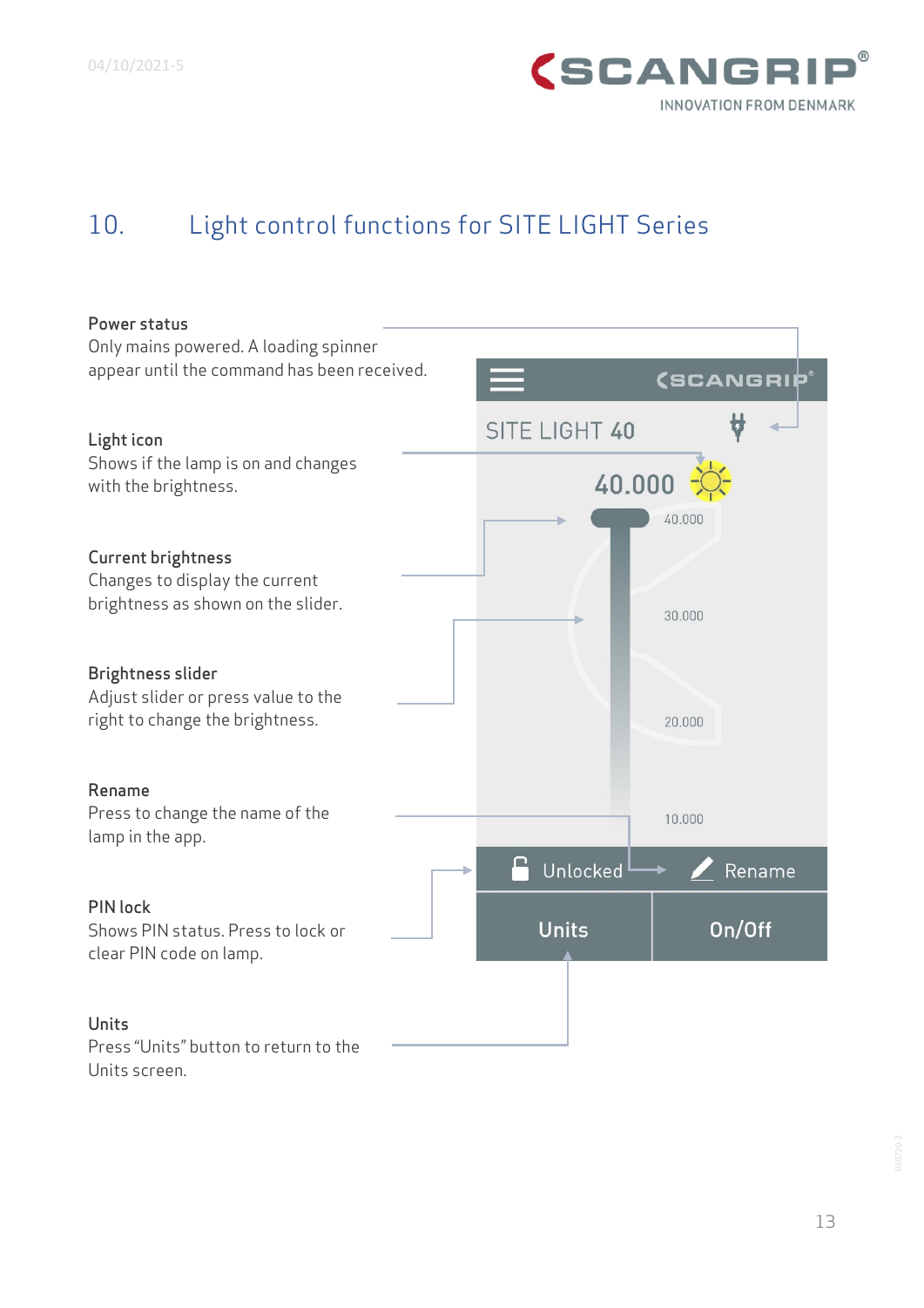# 10. Light control functions for SITE LIGHT Series

**Power status**
Only mains powered. A loading spinner appear until the command has been received.

**Light icon**
Shows if the lamp is on and changes with the brightness.

**Current brightness**
Changes to display the current brightness as shown on the slider.

**Brightness slider**
Adjust slider or press value to the right to change the brightness.

**Rename**
Press to change the name of the lamp in the app.

**PIN lock**
Shows PIN status. Press to lock or clear PIN code on lamp.

**Units**
Press "Units" button to return to the Units screen.

SCANGRIP
SITE LIGHT 40
40.000
40.000
30.000
20.000
10.000
Unlocked
Rename
Units
On/Off